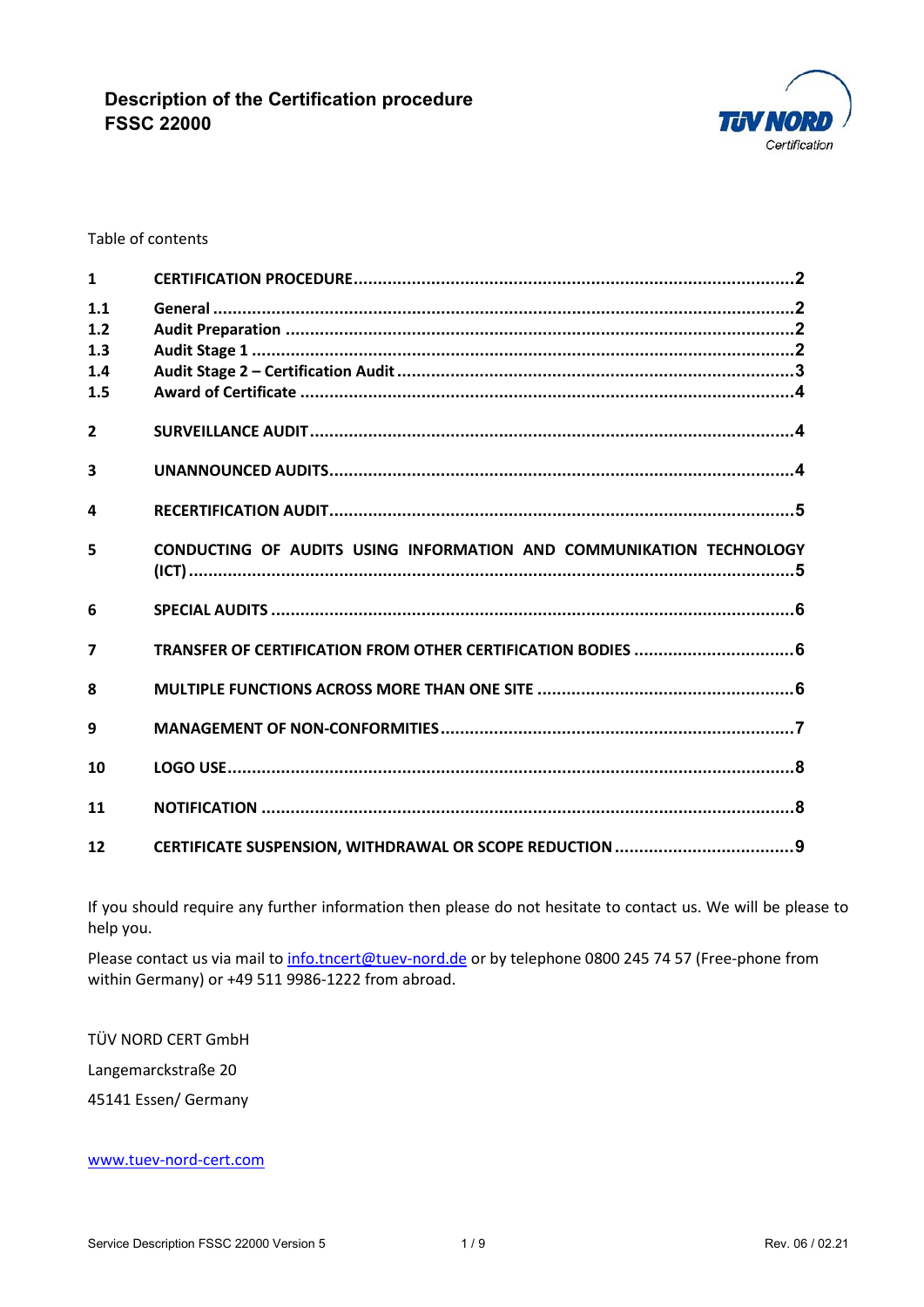# Description of the Certification procedure FSSC 22000

Table of contents

| | | |
|---|---|---|
| **1** | **CERTIFICATION PROCEDURE** | **2** |
| **1.1** | **General** | **2** |
| **1.2** | **Audit Preparation** | **2** |
| **1.3** | **Audit Stage 1** | **2** |
| **1.4** | **Audit Stage 2 – Certification Audit** | **3** |
| **1.5** | **Award of Certificate** | **4** |
| **2** | **SURVEILLANCE AUDIT** | **4** |
| **3** | **UNANNOUNCED AUDITS** | **4** |
| **4** | **RECERTIFICATION AUDIT** | **5** |
| **5** | **CONDUCTING OF AUDITS USING INFORMATION AND COMMUNIKATION TECHNOLOGY (ICT)** | **5** |
| **6** | **SPECIAL AUDITS** | **6** |
| **7** | **TRANSFER OF CERTIFICATION FROM OTHER CERTIFICATION BODIES** | **6** |
| **8** | **MULTIPLE FUNCTIONS ACROSS MORE THAN ONE SITE** | **6** |
| **9** | **MANAGEMENT OF NON-CONFORMITIES** | **7** |
| **10** | **LOGO USE** | **8** |
| **11** | **NOTIFICATION** | **8** |
| **12** | **CERTIFICATE SUSPENSION, WITHDRAWAL OR SCOPE REDUCTION** | **9** |

If you should require any further information then please do not hesitate to contact us. We will be please to help you.

Please contact us via mail to info.tncert@tuev-nord.de or by telephone 0800 245 74 57 (Free-phone from within Germany) or +49 511 9986-1222 from abroad.

TÜV NORD CERT GmbH

Langemarckstraße 20

45141 Essen/ Germany

www.tuev-nord-cert.com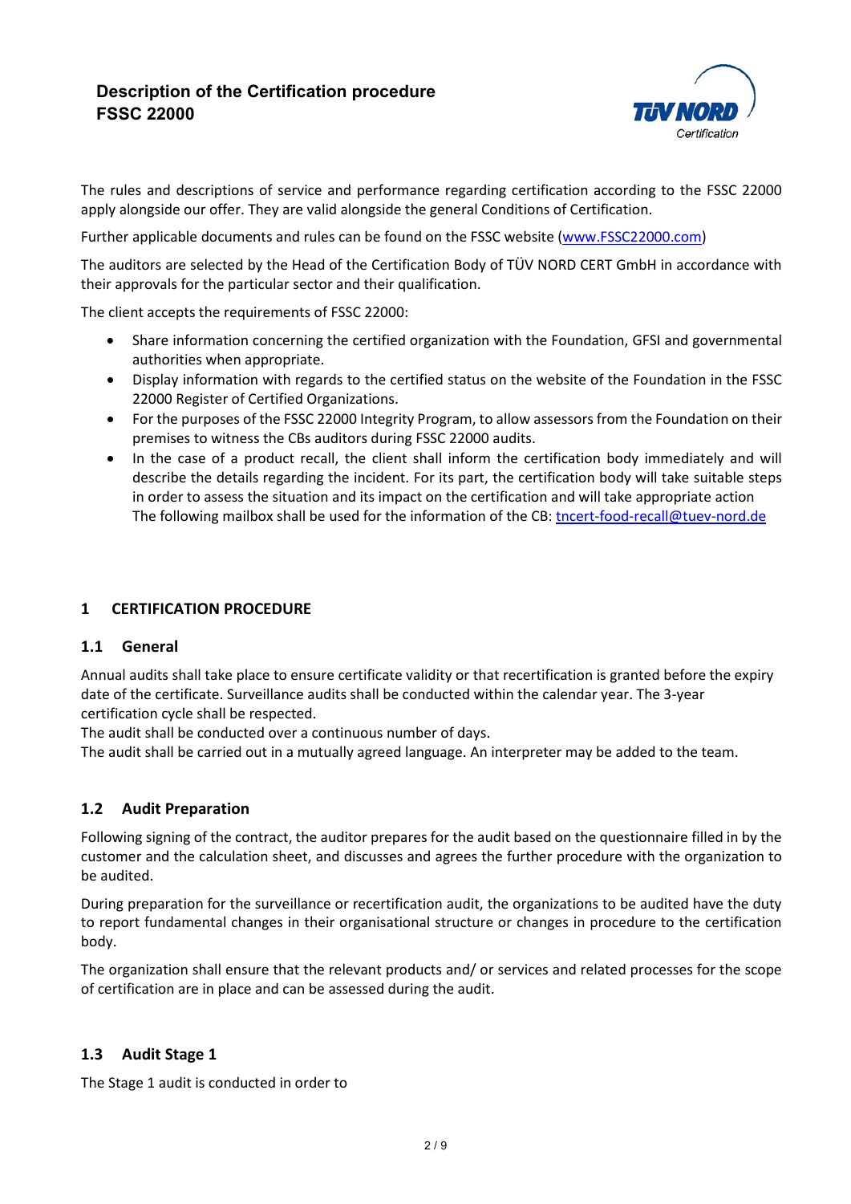# Description of the Certification procedure FSSC 22000

The rules and descriptions of service and performance regarding certification according to the FSSC 22000 apply alongside our offer. They are valid alongside the general Conditions of Certification.

Further applicable documents and rules can be found on the FSSC website (www.FSSC22000.com)

The auditors are selected by the Head of the Certification Body of TÜV NORD CERT GmbH in accordance with their approvals for the particular sector and their qualification.

The client accepts the requirements of FSSC 22000:

- Share information concerning the certified organization with the Foundation, GFSI and governmental authorities when appropriate.
- Display information with regards to the certified status on the website of the Foundation in the FSSC 22000 Register of Certified Organizations.
- For the purposes of the FSSC 22000 Integrity Program, to allow assessors from the Foundation on their premises to witness the CBs auditors during FSSC 22000 audits.
- In the case of a product recall, the client shall inform the certification body immediately and will describe the details regarding the incident. For its part, the certification body will take suitable steps in order to assess the situation and its impact on the certification and will take appropriate action
  The following mailbox shall be used for the information of the CB: tncert-food-recall@tuev-nord.de

## 1 CERTIFICATION PROCEDURE

### 1.1 General

Annual audits shall take place to ensure certificate validity or that recertification is granted before the expiry date of the certificate. Surveillance audits shall be conducted within the calendar year. The 3-year certification cycle shall be respected.
The audit shall be conducted over a continuous number of days.
The audit shall be carried out in a mutually agreed language. An interpreter may be added to the team.

### 1.2 Audit Preparation

Following signing of the contract, the auditor prepares for the audit based on the questionnaire filled in by the customer and the calculation sheet, and discusses and agrees the further procedure with the organization to be audited.

During preparation for the surveillance or recertification audit, the organizations to be audited have the duty to report fundamental changes in their organisational structure or changes in procedure to the certification body.

The organization shall ensure that the relevant products and/ or services and related processes for the scope of certification are in place and can be assessed during the audit.

### 1.3 Audit Stage 1

The Stage 1 audit is conducted in order to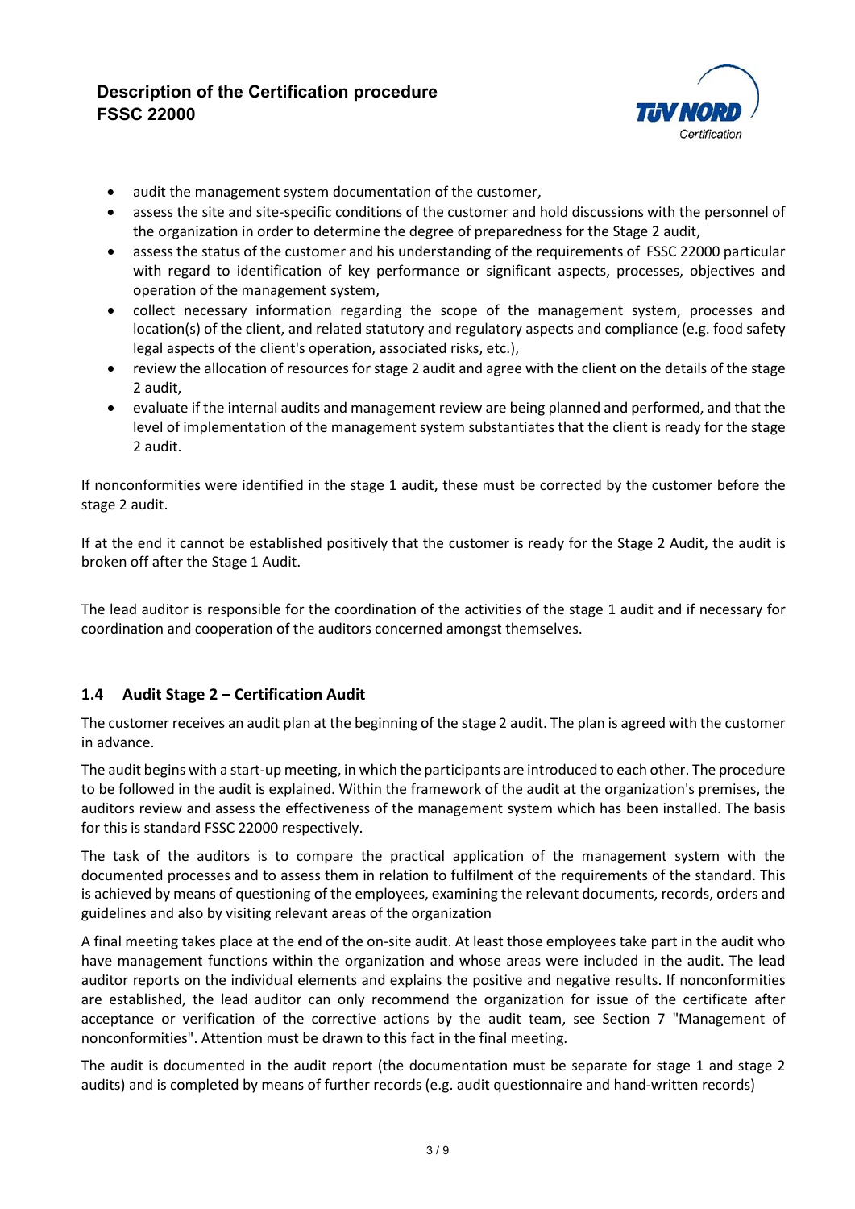- audit the management system documentation of the customer,
- assess the site and site-specific conditions of the customer and hold discussions with the personnel of the organization in order to determine the degree of preparedness for the Stage 2 audit,
- assess the status of the customer and his understanding of the requirements of FSSC 22000 particular with regard to identification of key performance or significant aspects, processes, objectives and operation of the management system,
- collect necessary information regarding the scope of the management system, processes and location(s) of the client, and related statutory and regulatory aspects and compliance (e.g. food safety legal aspects of the client's operation, associated risks, etc.),
- review the allocation of resources for stage 2 audit and agree with the client on the details of the stage 2 audit,
- evaluate if the internal audits and management review are being planned and performed, and that the level of implementation of the management system substantiates that the client is ready for the stage 2 audit.

If nonconformities were identified in the stage 1 audit, these must be corrected by the customer before the stage 2 audit.

If at the end it cannot be established positively that the customer is ready for the Stage 2 Audit, the audit is broken off after the Stage 1 Audit.

The lead auditor is responsible for the coordination of the activities of the stage 1 audit and if necessary for coordination and cooperation of the auditors concerned amongst themselves.

## 1.4 Audit Stage 2 – Certification Audit

The customer receives an audit plan at the beginning of the stage 2 audit. The plan is agreed with the customer in advance.

The audit begins with a start-up meeting, in which the participants are introduced to each other. The procedure to be followed in the audit is explained. Within the framework of the audit at the organization's premises, the auditors review and assess the effectiveness of the management system which has been installed. The basis for this is standard FSSC 22000 respectively.

The task of the auditors is to compare the practical application of the management system with the documented processes and to assess them in relation to fulfilment of the requirements of the standard. This is achieved by means of questioning of the employees, examining the relevant documents, records, orders and guidelines and also by visiting relevant areas of the organization

A final meeting takes place at the end of the on-site audit. At least those employees take part in the audit who have management functions within the organization and whose areas were included in the audit. The lead auditor reports on the individual elements and explains the positive and negative results. If nonconformities are established, the lead auditor can only recommend the organization for issue of the certificate after acceptance or verification of the corrective actions by the audit team, see Section 7 "Management of nonconformities". Attention must be drawn to this fact in the final meeting.

The audit is documented in the audit report (the documentation must be separate for stage 1 and stage 2 audits) and is completed by means of further records (e.g. audit questionnaire and hand-written records)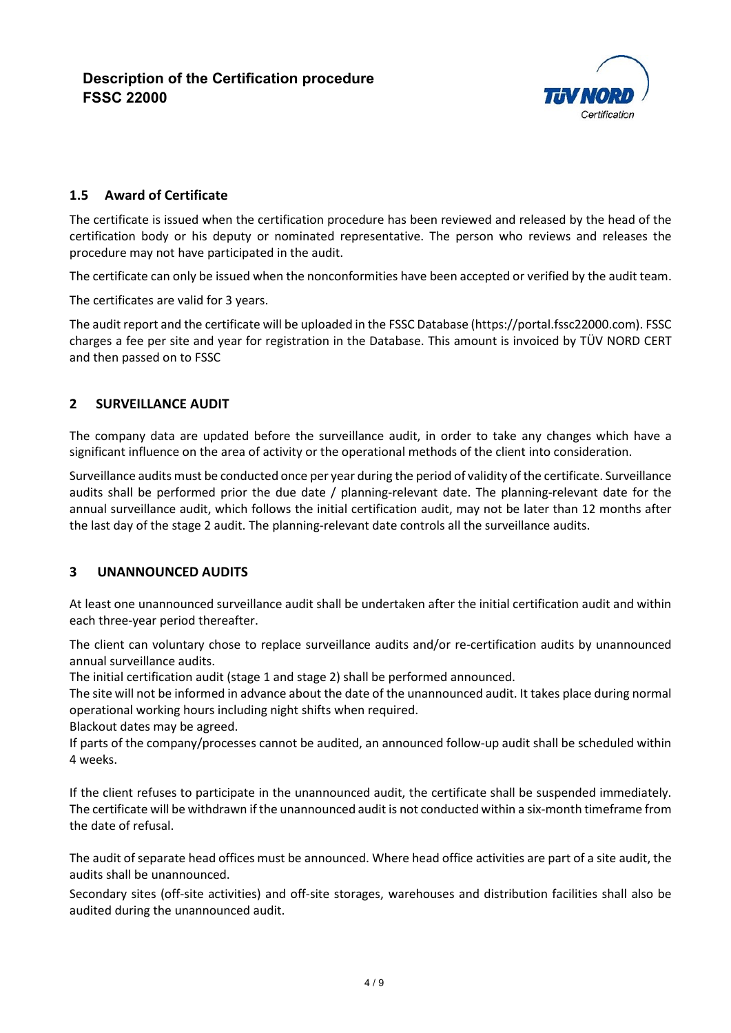### 1.5 Award of Certificate

The certificate is issued when the certification procedure has been reviewed and released by the head of the certification body or his deputy or nominated representative. The person who reviews and releases the procedure may not have participated in the audit.

The certificate can only be issued when the nonconformities have been accepted or verified by the audit team.

The certificates are valid for 3 years.

The audit report and the certificate will be uploaded in the FSSC Database (https://portal.fssc22000.com). FSSC charges a fee per site and year for registration in the Database. This amount is invoiced by TÜV NORD CERT and then passed on to FSSC

## 2 SURVEILLANCE AUDIT

The company data are updated before the surveillance audit, in order to take any changes which have a significant influence on the area of activity or the operational methods of the client into consideration.

Surveillance audits must be conducted once per year during the period of validity of the certificate. Surveillance audits shall be performed prior the due date / planning-relevant date. The planning-relevant date for the annual surveillance audit, which follows the initial certification audit, may not be later than 12 months after the last day of the stage 2 audit. The planning-relevant date controls all the surveillance audits.

## 3 UNANNOUNCED AUDITS

At least one unannounced surveillance audit shall be undertaken after the initial certification audit and within each three-year period thereafter.

The client can voluntary chose to replace surveillance audits and/or re-certification audits by unannounced annual surveillance audits.
The initial certification audit (stage 1 and stage 2) shall be performed announced.
The site will not be informed in advance about the date of the unannounced audit. It takes place during normal operational working hours including night shifts when required.
Blackout dates may be agreed.
If parts of the company/processes cannot be audited, an announced follow-up audit shall be scheduled within 4 weeks.

If the client refuses to participate in the unannounced audit, the certificate shall be suspended immediately. The certificate will be withdrawn if the unannounced audit is not conducted within a six-month timeframe from the date of refusal.

The audit of separate head offices must be announced. Where head office activities are part of a site audit, the audits shall be unannounced.

Secondary sites (off-site activities) and off-site storages, warehouses and distribution facilities shall also be audited during the unannounced audit.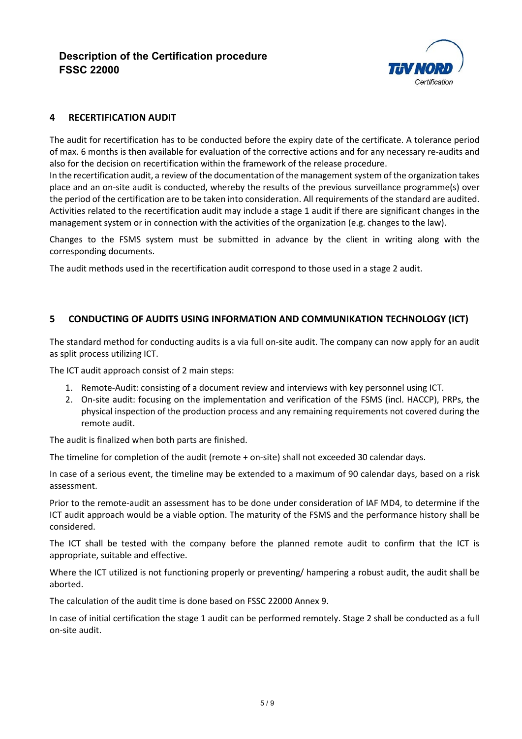## 4 RECERTIFICATION AUDIT

The audit for recertification has to be conducted before the expiry date of the certificate. A tolerance period of max. 6 months is then available for evaluation of the corrective actions and for any necessary re-audits and also for the decision on recertification within the framework of the release procedure.
In the recertification audit, a review of the documentation of the management system of the organization takes place and an on-site audit is conducted, whereby the results of the previous surveillance programme(s) over the period of the certification are to be taken into consideration. All requirements of the standard are audited. Activities related to the recertification audit may include a stage 1 audit if there are significant changes in the management system or in connection with the activities of the organization (e.g. changes to the law).

Changes to the FSMS system must be submitted in advance by the client in writing along with the corresponding documents.

The audit methods used in the recertification audit correspond to those used in a stage 2 audit.

## 5 CONDUCTING OF AUDITS USING INFORMATION AND COMMUNIKATION TECHNOLOGY (ICT)

The standard method for conducting audits is a via full on-site audit. The company can now apply for an audit as split process utilizing ICT.

The ICT audit approach consist of 2 main steps:

1. Remote-Audit: consisting of a document review and interviews with key personnel using ICT.
2. On-site audit: focusing on the implementation and verification of the FSMS (incl. HACCP), PRPs, the physical inspection of the production process and any remaining requirements not covered during the remote audit.

The audit is finalized when both parts are finished.

The timeline for completion of the audit (remote + on-site) shall not exceeded 30 calendar days.

In case of a serious event, the timeline may be extended to a maximum of 90 calendar days, based on a risk assessment.

Prior to the remote-audit an assessment has to be done under consideration of IAF MD4, to determine if the ICT audit approach would be a viable option. The maturity of the FSMS and the performance history shall be considered.

The ICT shall be tested with the company before the planned remote audit to confirm that the ICT is appropriate, suitable and effective.

Where the ICT utilized is not functioning properly or preventing/ hampering a robust audit, the audit shall be aborted.

The calculation of the audit time is done based on FSSC 22000 Annex 9.

In case of initial certification the stage 1 audit can be performed remotely. Stage 2 shall be conducted as a full on-site audit.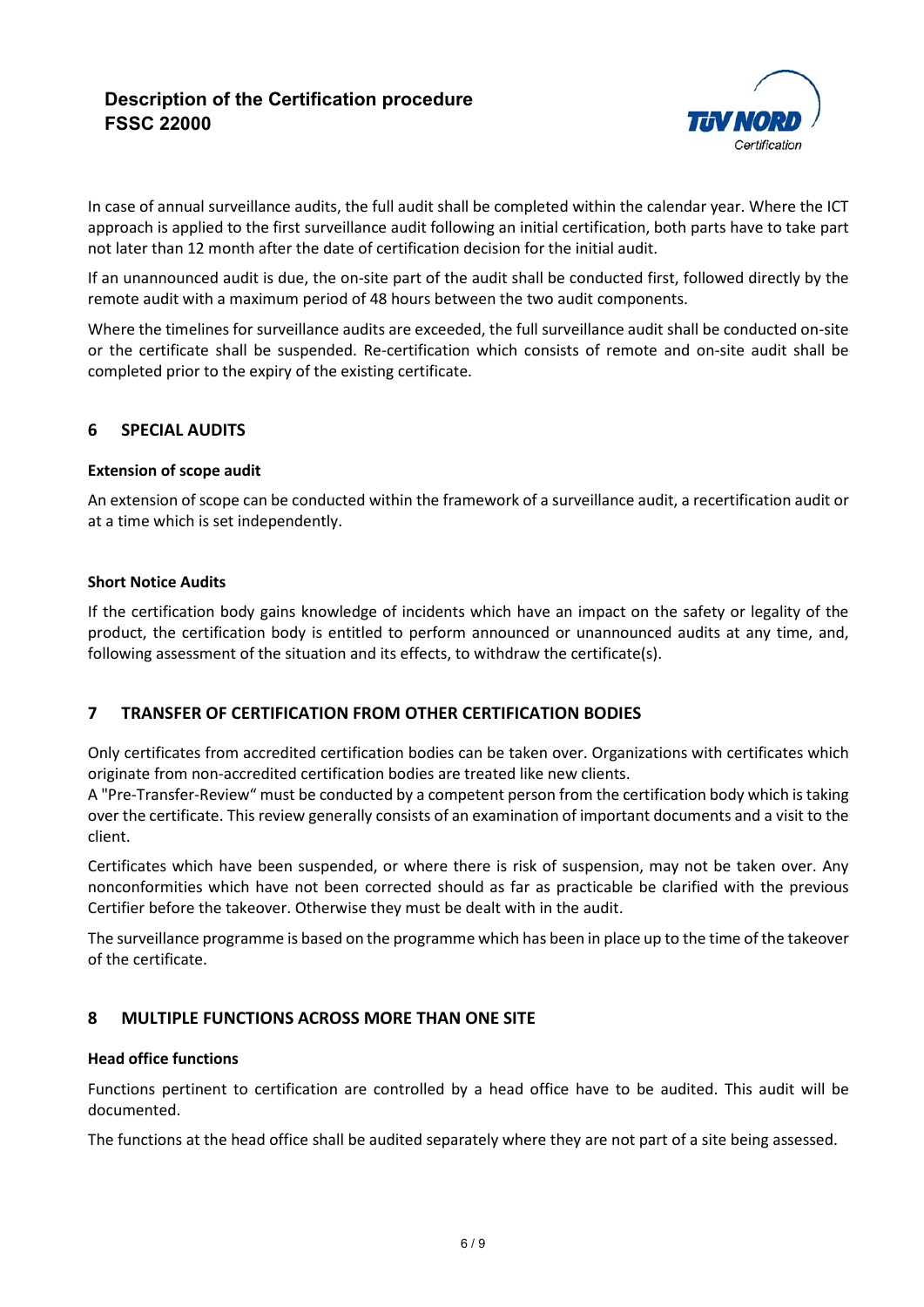In case of annual surveillance audits, the full audit shall be completed within the calendar year. Where the ICT approach is applied to the first surveillance audit following an initial certification, both parts have to take part not later than 12 month after the date of certification decision for the initial audit.

If an unannounced audit is due, the on-site part of the audit shall be conducted first, followed directly by the remote audit with a maximum period of 48 hours between the two audit components.

Where the timelines for surveillance audits are exceeded, the full surveillance audit shall be conducted on-site or the certificate shall be suspended. Re-certification which consists of remote and on-site audit shall be completed prior to the expiry of the existing certificate.

## 6 SPECIAL AUDITS

### Extension of scope audit

An extension of scope can be conducted within the framework of a surveillance audit, a recertification audit or at a time which is set independently.

### Short Notice Audits

If the certification body gains knowledge of incidents which have an impact on the safety or legality of the product, the certification body is entitled to perform announced or unannounced audits at any time, and, following assessment of the situation and its effects, to withdraw the certificate(s).

## 7 TRANSFER OF CERTIFICATION FROM OTHER CERTIFICATION BODIES

Only certificates from accredited certification bodies can be taken over. Organizations with certificates which originate from non-accredited certification bodies are treated like new clients.
A "Pre-Transfer-Review" must be conducted by a competent person from the certification body which is taking over the certificate. This review generally consists of an examination of important documents and a visit to the client.

Certificates which have been suspended, or where there is risk of suspension, may not be taken over. Any nonconformities which have not been corrected should as far as practicable be clarified with the previous Certifier before the takeover. Otherwise they must be dealt with in the audit.

The surveillance programme is based on the programme which has been in place up to the time of the takeover of the certificate.

## 8 MULTIPLE FUNCTIONS ACROSS MORE THAN ONE SITE

### Head office functions

Functions pertinent to certification are controlled by a head office have to be audited. This audit will be documented.

The functions at the head office shall be audited separately where they are not part of a site being assessed.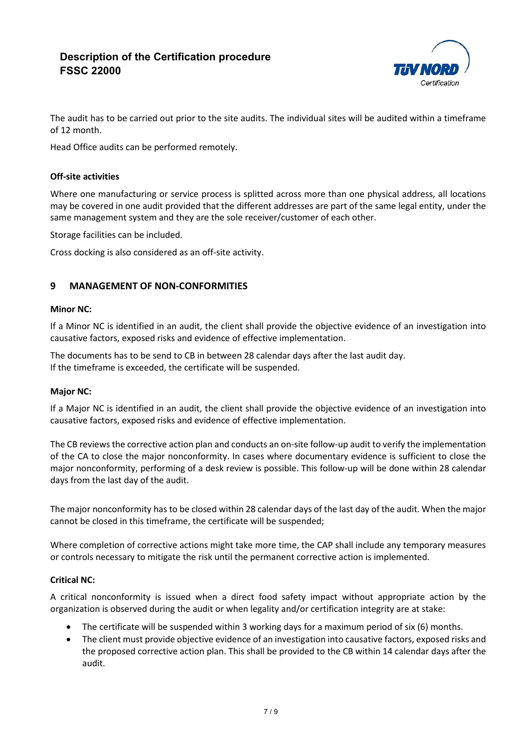The audit has to be carried out prior to the site audits. The individual sites will be audited within a timeframe of 12 month.

Head Office audits can be performed remotely.

**Off-site activities**

Where one manufacturing or service process is splitted across more than one physical address, all locations may be covered in one audit provided that the different addresses are part of the same legal entity, under the same management system and they are the sole receiver/customer of each other.

Storage facilities can be included.

Cross docking is also considered as an off-site activity.

## 9 MANAGEMENT OF NON-CONFORMITIES

**Minor NC:**

If a Minor NC is identified in an audit, the client shall provide the objective evidence of an investigation into causative factors, exposed risks and evidence of effective implementation.

The documents has to be send to CB in between 28 calendar days after the last audit day.
If the timeframe is exceeded, the certificate will be suspended.

**Major NC:**

If a Major NC is identified in an audit, the client shall provide the objective evidence of an investigation into causative factors, exposed risks and evidence of effective implementation.

The CB reviews the corrective action plan and conducts an on-site follow-up audit to verify the implementation of the CA to close the major nonconformity. In cases where documentary evidence is sufficient to close the major nonconformity, performing of a desk review is possible. This follow-up will be done within 28 calendar days from the last day of the audit.

The major nonconformity has to be closed within 28 calendar days of the last day of the audit. When the major cannot be closed in this timeframe, the certificate will be suspended;

Where completion of corrective actions might take more time, the CAP shall include any temporary measures or controls necessary to mitigate the risk until the permanent corrective action is implemented.

**Critical NC:**

A critical nonconformity is issued when a direct food safety impact without appropriate action by the organization is observed during the audit or when legality and/or certification integrity are at stake:

- The certificate will be suspended within 3 working days for a maximum period of six (6) months.
- The client must provide objective evidence of an investigation into causative factors, exposed risks and the proposed corrective action plan. This shall be provided to the CB within 14 calendar days after the audit.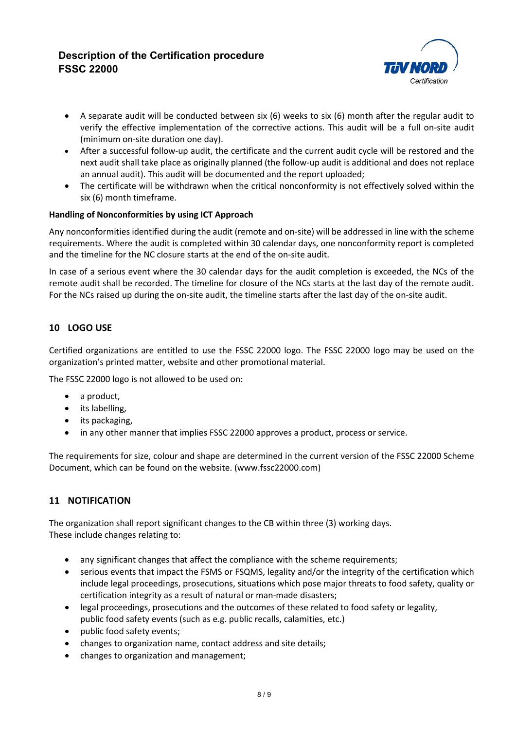- A separate audit will be conducted between six (6) weeks to six (6) month after the regular audit to verify the effective implementation of the corrective actions. This audit will be a full on-site audit (minimum on-site duration one day).
- After a successful follow-up audit, the certificate and the current audit cycle will be restored and the next audit shall take place as originally planned (the follow-up audit is additional and does not replace an annual audit). This audit will be documented and the report uploaded;
- The certificate will be withdrawn when the critical nonconformity is not effectively solved within the six (6) month timeframe.

**Handling of Nonconformities by using ICT Approach**

Any nonconformities identified during the audit (remote and on-site) will be addressed in line with the scheme requirements. Where the audit is completed within 30 calendar days, one nonconformity report is completed and the timeline for the NC closure starts at the end of the on-site audit.

In case of a serious event where the 30 calendar days for the audit completion is exceeded, the NCs of the remote audit shall be recorded. The timeline for closure of the NCs starts at the last day of the remote audit. For the NCs raised up during the on-site audit, the timeline starts after the last day of the on-site audit.

## 10 LOGO USE

Certified organizations are entitled to use the FSSC 22000 logo. The FSSC 22000 logo may be used on the organization's printed matter, website and other promotional material.

The FSSC 22000 logo is not allowed to be used on:

- a product,
- its labelling,
- its packaging,
- in any other manner that implies FSSC 22000 approves a product, process or service.

The requirements for size, colour and shape are determined in the current version of the FSSC 22000 Scheme Document, which can be found on the website. (www.fssc22000.com)

## 11 NOTIFICATION

The organization shall report significant changes to the CB within three (3) working days.
These include changes relating to:

- any significant changes that affect the compliance with the scheme requirements;
- serious events that impact the FSMS or FSQMS, legality and/or the integrity of the certification which include legal proceedings, prosecutions, situations which pose major threats to food safety, quality or certification integrity as a result of natural or man-made disasters;
- legal proceedings, prosecutions and the outcomes of these related to food safety or legality, public food safety events (such as e.g. public recalls, calamities, etc.)
- public food safety events;
- changes to organization name, contact address and site details;
- changes to organization and management;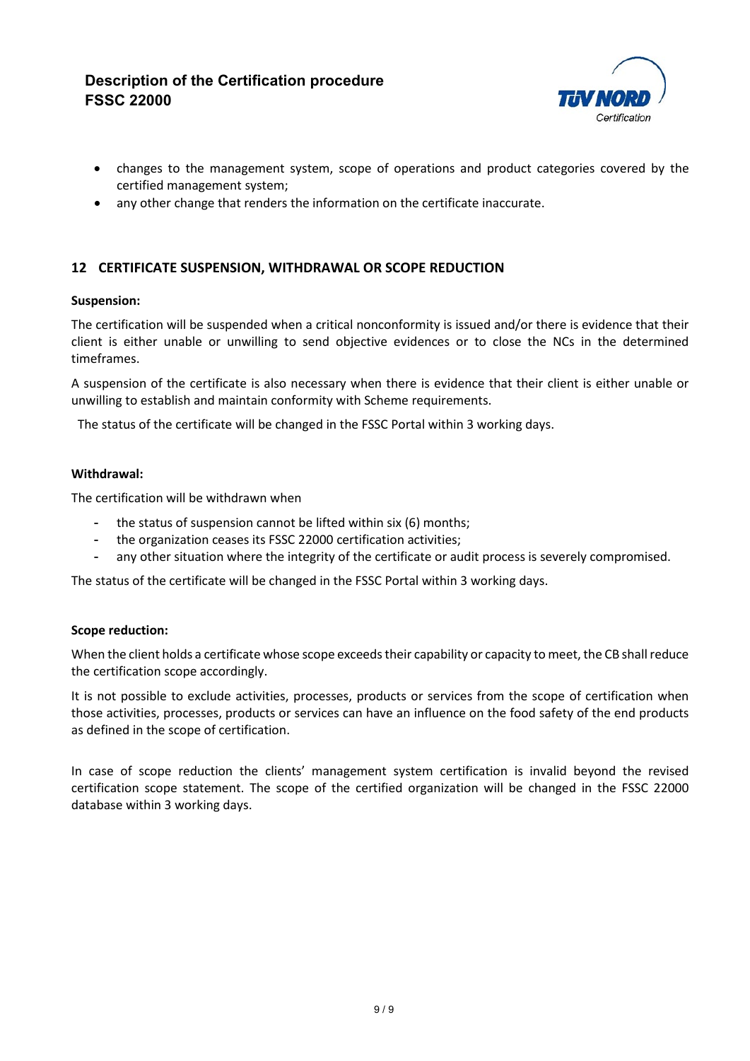- changes to the management system, scope of operations and product categories covered by the certified management system;
- any other change that renders the information on the certificate inaccurate.

## 12 CERTIFICATE SUSPENSION, WITHDRAWAL OR SCOPE REDUCTION

**Suspension:**

The certification will be suspended when a critical nonconformity is issued and/or there is evidence that their client is either unable or unwilling to send objective evidences or to close the NCs in the determined timeframes.

A suspension of the certificate is also necessary when there is evidence that their client is either unable or unwilling to establish and maintain conformity with Scheme requirements.

The status of the certificate will be changed in the FSSC Portal within 3 working days.

**Withdrawal:**

The certification will be withdrawn when

- the status of suspension cannot be lifted within six (6) months;
- the organization ceases its FSSC 22000 certification activities;
- any other situation where the integrity of the certificate or audit process is severely compromised.

The status of the certificate will be changed in the FSSC Portal within 3 working days.

**Scope reduction:**

When the client holds a certificate whose scope exceeds their capability or capacity to meet, the CB shall reduce the certification scope accordingly.

It is not possible to exclude activities, processes, products or services from the scope of certification when those activities, processes, products or services can have an influence on the food safety of the end products as defined in the scope of certification.

In case of scope reduction the clients' management system certification is invalid beyond the revised certification scope statement. The scope of the certified organization will be changed in the FSSC 22000 database within 3 working days.